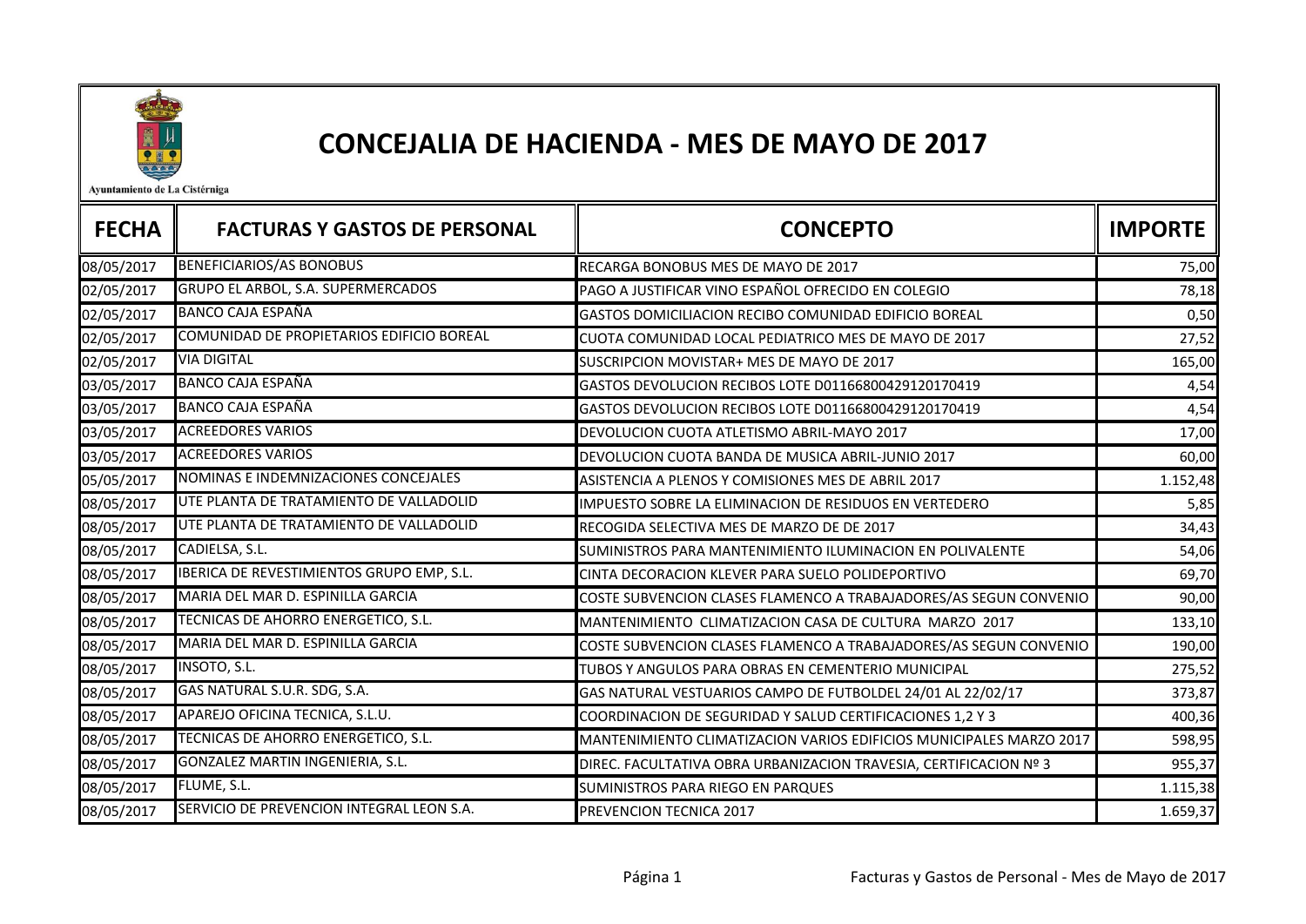Ayuntamiento de La Cistérniga

# CONCEJALIA DE HACIENDA - MES DE MAYO DE 2017

| FECHA | FACTURAS Y GASTOS DE PERSONAL | CONCEPTO | IMPORTE |
|---|---|---|---|
| 08/05/2017 | BENEFICIARIOS/AS BONOBUS | RECARGA BONOBUS MES DE MAYO DE 2017 | 75,00 |
| 02/05/2017 | GRUPO EL ARBOL, S.A. SUPERMERCADOS | PAGO A JUSTIFICAR VINO ESPAÑOL OFRECIDO EN COLEGIO | 78,18 |
| 02/05/2017 | BANCO CAJA ESPAÑA | GASTOS DOMICILIACION RECIBO COMUNIDAD EDIFICIO BOREAL | 0,50 |
| 02/05/2017 | COMUNIDAD DE PROPIETARIOS EDIFICIO BOREAL | CUOTA COMUNIDAD LOCAL PEDIATRICO MES DE MAYO DE 2017 | 27,52 |
| 02/05/2017 | VIA DIGITAL | SUSCRIPCION MOVISTAR+ MES DE MAYO DE 2017 | 165,00 |
| 03/05/2017 | BANCO CAJA ESPAÑA | GASTOS DEVOLUCION RECIBOS LOTE D01166800429120170419 | 4,54 |
| 03/05/2017 | BANCO CAJA ESPAÑA | GASTOS DEVOLUCION RECIBOS LOTE D01166800429120170419 | 4,54 |
| 03/05/2017 | ACREEDORES VARIOS | DEVOLUCION CUOTA ATLETISMO ABRIL-MAYO 2017 | 17,00 |
| 03/05/2017 | ACREEDORES VARIOS | DEVOLUCION CUOTA BANDA DE MUSICA ABRIL-JUNIO 2017 | 60,00 |
| 05/05/2017 | NOMINAS E INDEMNIZACIONES CONCEJALES | ASISTENCIA A PLENOS Y COMISIONES MES DE ABRIL 2017 | 1.152,48 |
| 08/05/2017 | UTE PLANTA DE TRATAMIENTO DE VALLADOLID | IMPUESTO SOBRE LA ELIMINACION DE RESIDUOS EN VERTEDERO | 5,85 |
| 08/05/2017 | UTE PLANTA DE TRATAMIENTO DE VALLADOLID | RECOGIDA SELECTIVA MES DE MARZO DE DE 2017 | 34,43 |
| 08/05/2017 | CADIELSA, S.L. | SUMINISTROS PARA MANTENIMIENTO ILUMINACION EN POLIVALENTE | 54,06 |
| 08/05/2017 | IBERICA DE REVESTIMIENTOS GRUPO EMP, S.L. | CINTA DECORACION KLEVER PARA SUELO POLIDEPORTIVO | 69,70 |
| 08/05/2017 | MARIA DEL MAR D. ESPINILLA GARCIA | COSTE SUBVENCION CLASES FLAMENCO A TRABAJADORES/AS SEGUN CONVENIO | 90,00 |
| 08/05/2017 | TECNICAS DE AHORRO ENERGETICO, S.L. | MANTENIMIENTO CLIMATIZACION CASA DE CULTURA MARZO 2017 | 133,10 |
| 08/05/2017 | MARIA DEL MAR D. ESPINILLA GARCIA | COSTE SUBVENCION CLASES FLAMENCO A TRABAJADORES/AS SEGUN CONVENIO | 190,00 |
| 08/05/2017 | INSOTO, S.L. | TUBOS Y ANGULOS PARA OBRAS EN CEMENTERIO MUNICIPAL | 275,52 |
| 08/05/2017 | GAS NATURAL S.U.R. SDG, S.A. | GAS NATURAL VESTUARIOS CAMPO DE FUTBOLDEL 24/01 AL 22/02/17 | 373,87 |
| 08/05/2017 | APAREJO OFICINA TECNICA, S.L.U. | COORDINACION DE SEGURIDAD Y SALUD CERTIFICACIONES 1,2 Y 3 | 400,36 |
| 08/05/2017 | TECNICAS DE AHORRO ENERGETICO, S.L. | MANTENIMIENTO CLIMATIZACION VARIOS EDIFICIOS MUNICIPALES MARZO 2017 | 598,95 |
| 08/05/2017 | GONZALEZ MARTIN INGENIERIA, S.L. | DIREC. FACULTATIVA OBRA URBANIZACION TRAVESIA, CERTIFICACION Nº 3 | 955,37 |
| 08/05/2017 | FLUME, S.L. | SUMINISTROS PARA RIEGO EN PARQUES | 1.115,38 |
| 08/05/2017 | SERVICIO DE PREVENCION INTEGRAL LEON S.A. | PREVENCION TECNICA 2017 | 1.659,37 |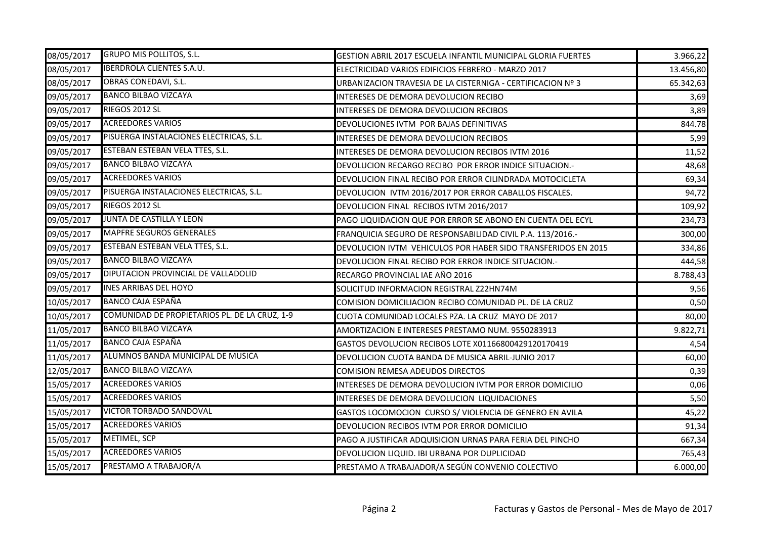| | | | |
|---|---|---|---|
| 08/05/2017 | GRUPO MIS POLLITOS, S.L. | GESTION ABRIL 2017 ESCUELA INFANTIL MUNICIPAL GLORIA FUERTES | 3.966,22 |
| 08/05/2017 | IBERDROLA CLIENTES S.A.U. | ELECTRICIDAD VARIOS EDIFICIOS FEBRERO - MARZO 2017 | 13.456,80 |
| 08/05/2017 | OBRAS CONEDAVI, S.L. | URBANIZACION TRAVESIA DE LA CISTERNIGA - CERTIFICACION Nº 3 | 65.342,63 |
| 09/05/2017 | BANCO BILBAO VIZCAYA | INTERESES DE DEMORA DEVOLUCION RECIBO | 3,69 |
| 09/05/2017 | RIEGOS 2012 SL | INTERESES DE DEMORA DEVOLUCION RECIBOS | 3,89 |
| 09/05/2017 | ACREEDORES VARIOS | DEVOLUCIONES IVTM POR BAJAS DEFINITIVAS | 844.78 |
| 09/05/2017 | PISUERGA INSTALACIONES ELECTRICAS, S.L. | INTERESES DE DEMORA DEVOLUCION RECIBOS | 5,99 |
| 09/05/2017 | ESTEBAN ESTEBAN VELA TTES, S.L. | INTERESES DE DEMORA DEVOLUCION RECIBOS IVTM 2016 | 11,52 |
| 09/05/2017 | BANCO BILBAO VIZCAYA | DEVOLUCION RECARGO RECIBO POR ERROR INDICE SITUACION.- | 48,68 |
| 09/05/2017 | ACREEDORES VARIOS | DEVOLUCION FINAL RECIBO POR ERROR CILINDRADA MOTOCICLETA | 69,34 |
| 09/05/2017 | PISUERGA INSTALACIONES ELECTRICAS, S.L. | DEVOLUCION IVTM 2016/2017 POR ERROR CABALLOS FISCALES. | 94,72 |
| 09/05/2017 | RIEGOS 2012 SL | DEVOLUCION FINAL RECIBOS IVTM 2016/2017 | 109,92 |
| 09/05/2017 | JUNTA DE CASTILLA Y LEON | PAGO LIQUIDACION QUE POR ERROR SE ABONO EN CUENTA DEL ECYL | 234,73 |
| 09/05/2017 | MAPFRE SEGUROS GENERALES | FRANQUICIA SEGURO DE RESPONSABILIDAD CIVIL P.A. 113/2016.- | 300,00 |
| 09/05/2017 | ESTEBAN ESTEBAN VELA TTES, S.L. | DEVOLUCION IVTM VEHICULOS POR HABER SIDO TRANSFERIDOS EN 2015 | 334,86 |
| 09/05/2017 | BANCO BILBAO VIZCAYA | DEVOLUCION FINAL RECIBO POR ERROR INDICE SITUACION.- | 444,58 |
| 09/05/2017 | DIPUTACION PROVINCIAL DE VALLADOLID | RECARGO PROVINCIAL IAE AÑO 2016 | 8.788,43 |
| 09/05/2017 | INES ARRIBAS DEL HOYO | SOLICITUD INFORMACION REGISTRAL Z22HN74M | 9,56 |
| 10/05/2017 | BANCO CAJA ESPAÑA | COMISION DOMICILIACION RECIBO COMUNIDAD PL. DE LA CRUZ | 0,50 |
| 10/05/2017 | COMUNIDAD DE PROPIETARIOS PL. DE LA CRUZ, 1-9 | CUOTA COMUNIDAD LOCALES PZA. LA CRUZ MAYO DE 2017 | 80,00 |
| 11/05/2017 | BANCO BILBAO VIZCAYA | AMORTIZACION E INTERESES PRESTAMO NUM. 9550283913 | 9.822,71 |
| 11/05/2017 | BANCO CAJA ESPAÑA | GASTOS DEVOLUCION RECIBOS LOTE X01166800429120170419 | 4,54 |
| 11/05/2017 | ALUMNOS BANDA MUNICIPAL DE MUSICA | DEVOLUCION CUOTA BANDA DE MUSICA ABRIL-JUNIO 2017 | 60,00 |
| 12/05/2017 | BANCO BILBAO VIZCAYA | COMISION REMESA ADEUDOS DIRECTOS | 0,39 |
| 15/05/2017 | ACREEDORES VARIOS | INTERESES DE DEMORA DEVOLUCION IVTM POR ERROR DOMICILIO | 0,06 |
| 15/05/2017 | ACREEDORES VARIOS | INTERESES DE DEMORA DEVOLUCION LIQUIDACIONES | 5,50 |
| 15/05/2017 | VICTOR TORBADO SANDOVAL | GASTOS LOCOMOCION CURSO S/ VIOLENCIA DE GENERO EN AVILA | 45,22 |
| 15/05/2017 | ACREEDORES VARIOS | DEVOLUCION RECIBOS IVTM POR ERROR DOMICILIO | 91,34 |
| 15/05/2017 | METIMEL, SCP | PAGO A JUSTIFICAR ADQUISICION URNAS PARA FERIA DEL PINCHO | 667,34 |
| 15/05/2017 | ACREEDORES VARIOS | DEVOLUCION LIQUID. IBI URBANA POR DUPLICIDAD | 765,43 |
| 15/05/2017 | PRESTAMO A TRABAJOR/A | PRESTAMO A TRABAJADOR/A SEGÚN CONVENIO COLECTIVO | 6.000,00 |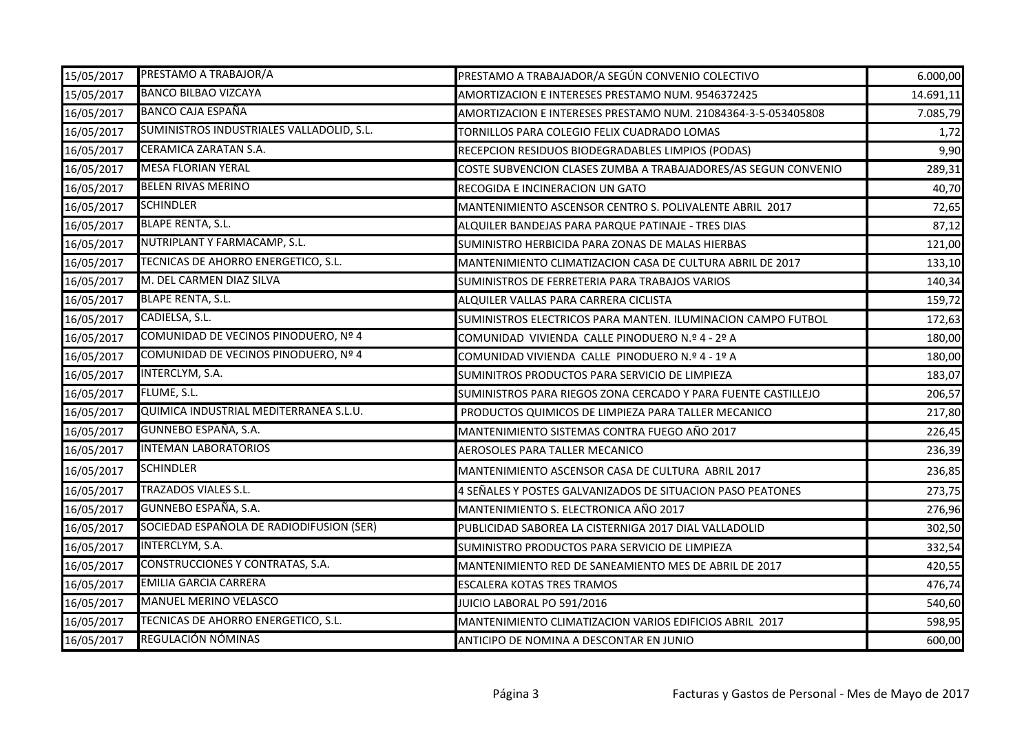| 15/05/2017 | PRESTAMO A TRABAJOR/A | PRESTAMO A TRABAJADOR/A SEGÚN CONVENIO COLECTIVO | 6.000,00 |
|---|---|---|---|
| 15/05/2017 | BANCO BILBAO VIZCAYA | AMORTIZACION E INTERESES PRESTAMO NUM. 9546372425 | 14.691,11 |
| 16/05/2017 | BANCO CAJA ESPAÑA | AMORTIZACION E INTERESES PRESTAMO NUM. 21084364-3-5-053405808 | 7.085,79 |
| 16/05/2017 | SUMINISTROS INDUSTRIALES VALLADOLID, S.L. | TORNILLOS PARA COLEGIO FELIX CUADRADO LOMAS | 1,72 |
| 16/05/2017 | CERAMICA ZARATAN S.A. | RECEPCION RESIDUOS BIODEGRADABLES LIMPIOS (PODAS) | 9,90 |
| 16/05/2017 | MESA FLORIAN YERAL | COSTE SUBVENCION CLASES ZUMBA A TRABAJADORES/AS SEGUN CONVENIO | 289,31 |
| 16/05/2017 | BELEN RIVAS MERINO | RECOGIDA E INCINERACION UN GATO | 40,70 |
| 16/05/2017 | SCHINDLER | MANTENIMIENTO ASCENSOR CENTRO S. POLIVALENTE ABRIL 2017 | 72,65 |
| 16/05/2017 | BLAPE RENTA, S.L. | ALQUILER BANDEJAS PARA PARQUE PATINAJE - TRES DIAS | 87,12 |
| 16/05/2017 | NUTRIPLANT Y FARMACAMP, S.L. | SUMINISTRO HERBICIDA PARA ZONAS DE MALAS HIERBAS | 121,00 |
| 16/05/2017 | TECNICAS DE AHORRO ENERGETICO, S.L. | MANTENIMIENTO CLIMATIZACION CASA DE CULTURA ABRIL DE 2017 | 133,10 |
| 16/05/2017 | M. DEL CARMEN DIAZ SILVA | SUMINISTROS DE FERRETERIA PARA TRABAJOS VARIOS | 140,34 |
| 16/05/2017 | BLAPE RENTA, S.L. | ALQUILER VALLAS PARA CARRERA CICLISTA | 159,72 |
| 16/05/2017 | CADIELSA, S.L. | SUMINISTROS ELECTRICOS PARA MANTEN. ILUMINACION CAMPO FUTBOL | 172,63 |
| 16/05/2017 | COMUNIDAD DE VECINOS PINODUERO, Nº 4 | COMUNIDAD VIVIENDA CALLE PINODUERO N.º 4 - 2º A | 180,00 |
| 16/05/2017 | COMUNIDAD DE VECINOS PINODUERO, Nº 4 | COMUNIDAD VIVIENDA CALLE PINODUERO N.º 4 - 1º A | 180,00 |
| 16/05/2017 | INTERCLYM, S.A. | SUMINITROS PRODUCTOS PARA SERVICIO DE LIMPIEZA | 183,07 |
| 16/05/2017 | FLUME, S.L. | SUMINISTROS PARA RIEGOS ZONA CERCADO Y PARA FUENTE CASTILLEJO | 206,57 |
| 16/05/2017 | QUIMICA INDUSTRIAL MEDITERRANEA S.L.U. | PRODUCTOS QUIMICOS DE LIMPIEZA PARA TALLER MECANICO | 217,80 |
| 16/05/2017 | GUNNEBO ESPAÑA, S.A. | MANTENIMIENTO SISTEMAS CONTRA FUEGO AÑO 2017 | 226,45 |
| 16/05/2017 | INTEMAN LABORATORIOS | AEROSOLES PARA TALLER MECANICO | 236,39 |
| 16/05/2017 | SCHINDLER | MANTENIMIENTO ASCENSOR CASA DE CULTURA ABRIL 2017 | 236,85 |
| 16/05/2017 | TRAZADOS VIALES S.L. | 4 SEÑALES Y POSTES GALVANIZADOS DE SITUACION PASO PEATONES | 273,75 |
| 16/05/2017 | GUNNEBO ESPAÑA, S.A. | MANTENIMIENTO S. ELECTRONICA AÑO 2017 | 276,96 |
| 16/05/2017 | SOCIEDAD ESPAÑOLA DE RADIODIFUSION (SER) | PUBLICIDAD SABOREA LA CISTERNIGA 2017 DIAL VALLADOLID | 302,50 |
| 16/05/2017 | INTERCLYM, S.A. | SUMINISTRO PRODUCTOS PARA SERVICIO DE LIMPIEZA | 332,54 |
| 16/05/2017 | CONSTRUCCIONES Y CONTRATAS, S.A. | MANTENIMIENTO RED DE SANEAMIENTO MES DE ABRIL DE 2017 | 420,55 |
| 16/05/2017 | EMILIA GARCIA CARRERA | ESCALERA KOTAS TRES TRAMOS | 476,74 |
| 16/05/2017 | MANUEL MERINO VELASCO | JUICIO LABORAL PO 591/2016 | 540,60 |
| 16/05/2017 | TECNICAS DE AHORRO ENERGETICO, S.L. | MANTENIMIENTO CLIMATIZACION VARIOS EDIFICIOS ABRIL 2017 | 598,95 |
| 16/05/2017 | REGULACIÓN NÓMINAS | ANTICIPO DE NOMINA A DESCONTAR EN JUNIO | 600,00 |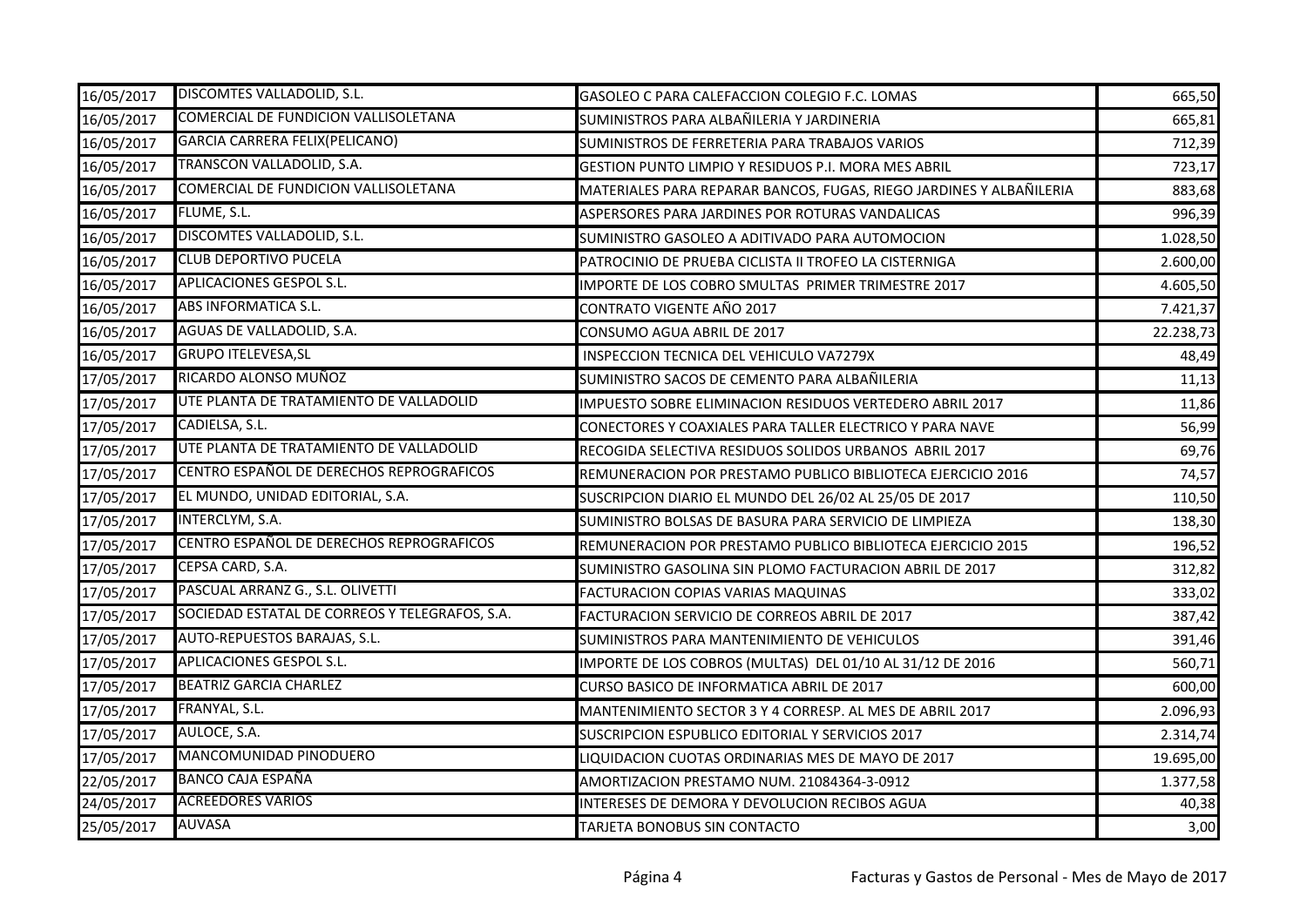| | | | |
|---|---|---|---|
| 16/05/2017 | DISCOMTES VALLADOLID, S.L. | GASOLEO C PARA CALEFACCION COLEGIO F.C. LOMAS | 665,50 |
| 16/05/2017 | COMERCIAL DE FUNDICION VALLISOLETANA | SUMINISTROS PARA ALBAÑILERIA Y JARDINERIA | 665,81 |
| 16/05/2017 | GARCIA CARRERA FELIX(PELICANO) | SUMINISTROS DE FERRETERIA PARA TRABAJOS VARIOS | 712,39 |
| 16/05/2017 | TRANSCON VALLADOLID, S.A. | GESTION PUNTO LIMPIO Y RESIDUOS P.I. MORA MES ABRIL | 723,17 |
| 16/05/2017 | COMERCIAL DE FUNDICION VALLISOLETANA | MATERIALES PARA REPARAR BANCOS, FUGAS, RIEGO JARDINES Y ALBAÑILERIA | 883,68 |
| 16/05/2017 | FLUME, S.L. | ASPERSORES PARA JARDINES POR ROTURAS VANDALICAS | 996,39 |
| 16/05/2017 | DISCOMTES VALLADOLID, S.L. | SUMINISTRO GASOLEO A ADITIVADO PARA AUTOMOCION | 1.028,50 |
| 16/05/2017 | CLUB DEPORTIVO PUCELA | PATROCINIO DE PRUEBA CICLISTA II TROFEO LA CISTERNIGA | 2.600,00 |
| 16/05/2017 | APLICACIONES GESPOL S.L. | IMPORTE DE LOS COBRO SMULTAS PRIMER TRIMESTRE 2017 | 4.605,50 |
| 16/05/2017 | ABS INFORMATICA S.L. | CONTRATO VIGENTE AÑO 2017 | 7.421,37 |
| 16/05/2017 | AGUAS DE VALLADOLID, S.A. | CONSUMO AGUA ABRIL DE 2017 | 22.238,73 |
| 16/05/2017 | GRUPO ITELEVESA,SL | INSPECCION TECNICA DEL VEHICULO VA7279X | 48,49 |
| 17/05/2017 | RICARDO ALONSO MUÑOZ | SUMINISTRO SACOS DE CEMENTO PARA ALBAÑILERIA | 11,13 |
| 17/05/2017 | UTE PLANTA DE TRATAMIENTO DE VALLADOLID | IMPUESTO SOBRE ELIMINACION RESIDUOS VERTEDERO ABRIL 2017 | 11,86 |
| 17/05/2017 | CADIELSA, S.L. | CONECTORES Y COAXIALES PARA TALLER ELECTRICO Y PARA NAVE | 56,99 |
| 17/05/2017 | UTE PLANTA DE TRATAMIENTO DE VALLADOLID | RECOGIDA SELECTIVA RESIDUOS SOLIDOS URBANOS ABRIL 2017 | 69,76 |
| 17/05/2017 | CENTRO ESPAÑOL DE DERECHOS REPROGRAFICOS | REMUNERACION POR PRESTAMO PUBLICO BIBLIOTECA EJERCICIO 2016 | 74,57 |
| 17/05/2017 | EL MUNDO, UNIDAD EDITORIAL, S.A. | SUSCRIPCION DIARIO EL MUNDO DEL 26/02 AL 25/05 DE 2017 | 110,50 |
| 17/05/2017 | INTERCLYM, S.A. | SUMINISTRO BOLSAS DE BASURA PARA SERVICIO DE LIMPIEZA | 138,30 |
| 17/05/2017 | CENTRO ESPAÑOL DE DERECHOS REPROGRAFICOS | REMUNERACION POR PRESTAMO PUBLICO BIBLIOTECA EJERCICIO 2015 | 196,52 |
| 17/05/2017 | CEPSA CARD, S.A. | SUMINISTRO GASOLINA SIN PLOMO FACTURACION ABRIL DE 2017 | 312,82 |
| 17/05/2017 | PASCUAL ARRANZ G., S.L. OLIVETTI | FACTURACION COPIAS VARIAS MAQUINAS | 333,02 |
| 17/05/2017 | SOCIEDAD ESTATAL DE CORREOS Y TELEGRAFOS, S.A. | FACTURACION SERVICIO DE CORREOS ABRIL DE 2017 | 387,42 |
| 17/05/2017 | AUTO-REPUESTOS BARAJAS, S.L. | SUMINISTROS PARA MANTENIMIENTO DE VEHICULOS | 391,46 |
| 17/05/2017 | APLICACIONES GESPOL S.L. | IMPORTE DE LOS COBROS (MULTAS) DEL 01/10 AL 31/12 DE 2016 | 560,71 |
| 17/05/2017 | BEATRIZ GARCIA CHARLEZ | CURSO BASICO DE INFORMATICA ABRIL DE 2017 | 600,00 |
| 17/05/2017 | FRANYAL, S.L. | MANTENIMIENTO SECTOR 3 Y 4 CORRESP. AL MES DE ABRIL 2017 | 2.096,93 |
| 17/05/2017 | AULOCE, S.A. | SUSCRIPCION ESPUBLICO EDITORIAL Y SERVICIOS 2017 | 2.314,74 |
| 17/05/2017 | MANCOMUNIDAD PINODUERO | LIQUIDACION CUOTAS ORDINARIAS MES DE MAYO DE 2017 | 19.695,00 |
| 22/05/2017 | BANCO CAJA ESPAÑA | AMORTIZACION PRESTAMO NUM. 21084364-3-0912 | 1.377,58 |
| 24/05/2017 | ACREEDORES VARIOS | INTERESES DE DEMORA Y DEVOLUCION RECIBOS AGUA | 40,38 |
| 25/05/2017 | AUVASA | TARJETA BONOBUS SIN CONTACTO | 3,00 |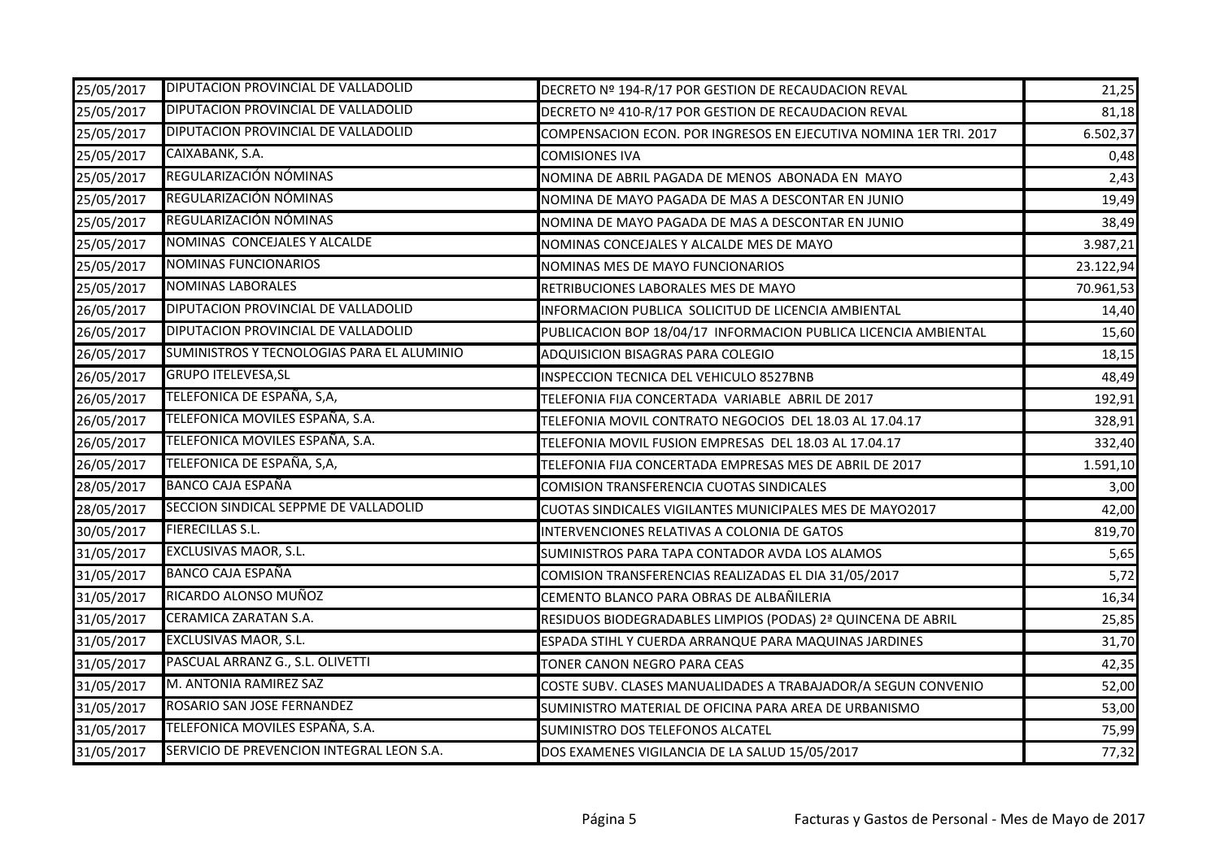| | | | |
|---|---|---|---|
| 25/05/2017 | DIPUTACION PROVINCIAL DE VALLADOLID | DECRETO Nº 194-R/17 POR GESTION DE RECAUDACION REVAL | 21,25 |
| 25/05/2017 | DIPUTACION PROVINCIAL DE VALLADOLID | DECRETO Nº 410-R/17 POR GESTION DE RECAUDACION REVAL | 81,18 |
| 25/05/2017 | DIPUTACION PROVINCIAL DE VALLADOLID | COMPENSACION ECON. POR INGRESOS EN EJECUTIVA NOMINA 1ER TRI. 2017 | 6.502,37 |
| 25/05/2017 | CAIXABANK, S.A. | COMISIONES IVA | 0,48 |
| 25/05/2017 | REGULARIZACIÓN NÓMINAS | NOMINA DE ABRIL PAGADA DE MENOS ABONADA EN MAYO | 2,43 |
| 25/05/2017 | REGULARIZACIÓN NÓMINAS | NOMINA DE MAYO PAGADA DE MAS A DESCONTAR EN JUNIO | 19,49 |
| 25/05/2017 | REGULARIZACIÓN NÓMINAS | NOMINA DE MAYO PAGADA DE MAS A DESCONTAR EN JUNIO | 38,49 |
| 25/05/2017 | NOMINAS CONCEJALES Y ALCALDE | NOMINAS CONCEJALES Y ALCALDE MES DE MAYO | 3.987,21 |
| 25/05/2017 | NOMINAS FUNCIONARIOS | NOMINAS MES DE MAYO FUNCIONARIOS | 23.122,94 |
| 25/05/2017 | NOMINAS LABORALES | RETRIBUCIONES LABORALES MES DE MAYO | 70.961,53 |
| 26/05/2017 | DIPUTACION PROVINCIAL DE VALLADOLID | INFORMACION PUBLICA SOLICITUD DE LICENCIA AMBIENTAL | 14,40 |
| 26/05/2017 | DIPUTACION PROVINCIAL DE VALLADOLID | PUBLICACION BOP 18/04/17 INFORMACION PUBLICA LICENCIA AMBIENTAL | 15,60 |
| 26/05/2017 | SUMINISTROS Y TECNOLOGIAS PARA EL ALUMINIO | ADQUISICION BISAGRAS PARA COLEGIO | 18,15 |
| 26/05/2017 | GRUPO ITELEVESA,SL | INSPECCION TECNICA DEL VEHICULO 8527BNB | 48,49 |
| 26/05/2017 | TELEFONICA DE ESPAÑA, S,A, | TELEFONIA FIJA CONCERTADA VARIABLE ABRIL DE 2017 | 192,91 |
| 26/05/2017 | TELEFONICA MOVILES ESPAÑA, S.A. | TELEFONIA MOVIL CONTRATO NEGOCIOS DEL 18.03 AL 17.04.17 | 328,91 |
| 26/05/2017 | TELEFONICA MOVILES ESPAÑA, S.A. | TELEFONIA MOVIL FUSION EMPRESAS DEL 18.03 AL 17.04.17 | 332,40 |
| 26/05/2017 | TELEFONICA DE ESPAÑA, S,A, | TELEFONIA FIJA CONCERTADA EMPRESAS MES DE ABRIL DE 2017 | 1.591,10 |
| 28/05/2017 | BANCO CAJA ESPAÑA | COMISION TRANSFERENCIA CUOTAS SINDICALES | 3,00 |
| 28/05/2017 | SECCION SINDICAL SEPPME DE VALLADOLID | CUOTAS SINDICALES VIGILANTES MUNICIPALES MES DE MAYO2017 | 42,00 |
| 30/05/2017 | FIERECILLAS S.L. | INTERVENCIONES RELATIVAS A COLONIA DE GATOS | 819,70 |
| 31/05/2017 | EXCLUSIVAS MAOR, S.L. | SUMINISTROS PARA TAPA CONTADOR AVDA LOS ALAMOS | 5,65 |
| 31/05/2017 | BANCO CAJA ESPAÑA | COMISION TRANSFERENCIAS REALIZADAS EL DIA 31/05/2017 | 5,72 |
| 31/05/2017 | RICARDO ALONSO MUÑOZ | CEMENTO BLANCO PARA OBRAS DE ALBAÑILERIA | 16,34 |
| 31/05/2017 | CERAMICA ZARATAN S.A. | RESIDUOS BIODEGRADABLES LIMPIOS (PODAS) 2ª QUINCENA DE ABRIL | 25,85 |
| 31/05/2017 | EXCLUSIVAS MAOR, S.L. | ESPADA STIHL Y CUERDA ARRANQUE PARA MAQUINAS JARDINES | 31,70 |
| 31/05/2017 | PASCUAL ARRANZ G., S.L. OLIVETTI | TONER CANON NEGRO PARA CEAS | 42,35 |
| 31/05/2017 | M. ANTONIA RAMIREZ SAZ | COSTE SUBV. CLASES MANUALIDADES A TRABAJADOR/A SEGUN CONVENIO | 52,00 |
| 31/05/2017 | ROSARIO SAN JOSE FERNANDEZ | SUMINISTRO MATERIAL DE OFICINA PARA AREA DE URBANISMO | 53,00 |
| 31/05/2017 | TELEFONICA MOVILES ESPAÑA, S.A. | SUMINISTRO DOS TELEFONOS ALCATEL | 75,99 |
| 31/05/2017 | SERVICIO DE PREVENCION INTEGRAL LEON S.A. | DOS EXAMENES VIGILANCIA DE LA SALUD 15/05/2017 | 77,32 |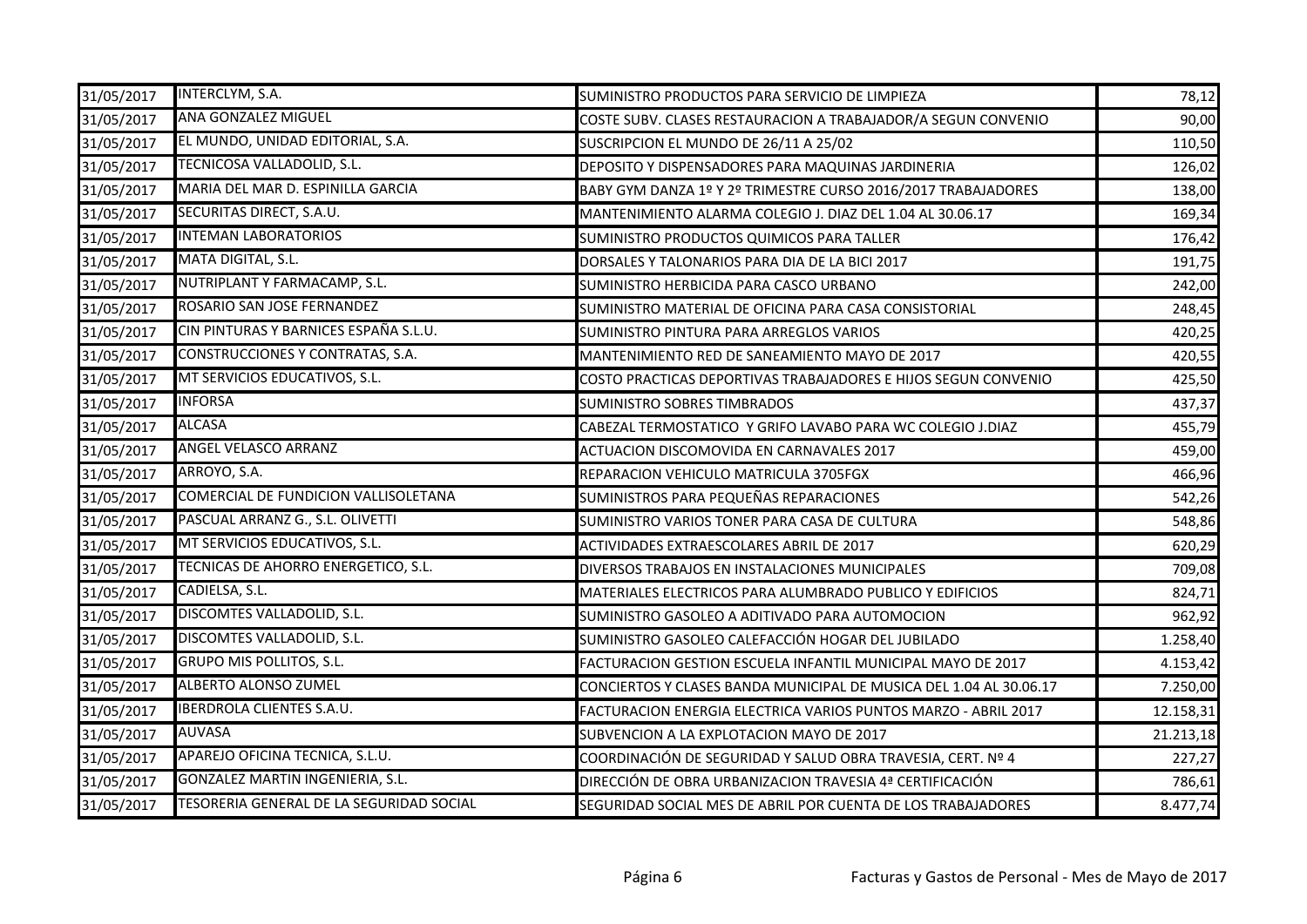| | | | |
|---|---|---|---|
| 31/05/2017 | INTERCLYM, S.A. | SUMINISTRO PRODUCTOS PARA SERVICIO DE LIMPIEZA | 78,12 |
| 31/05/2017 | ANA GONZALEZ MIGUEL | COSTE SUBV. CLASES RESTAURACION A TRABAJADOR/A SEGUN CONVENIO | 90,00 |
| 31/05/2017 | EL MUNDO, UNIDAD EDITORIAL, S.A. | SUSCRIPCION EL MUNDO DE 26/11 A 25/02 | 110,50 |
| 31/05/2017 | TECNICOSA VALLADOLID, S.L. | DEPOSITO Y DISPENSADORES PARA MAQUINAS JARDINERIA | 126,02 |
| 31/05/2017 | MARIA DEL MAR D. ESPINILLA GARCIA | BABY GYM DANZA 1º Y 2º TRIMESTRE CURSO 2016/2017 TRABAJADORES | 138,00 |
| 31/05/2017 | SECURITAS DIRECT, S.A.U. | MANTENIMIENTO ALARMA COLEGIO J. DIAZ DEL 1.04 AL 30.06.17 | 169,34 |
| 31/05/2017 | INTEMAN LABORATORIOS | SUMINISTRO PRODUCTOS QUIMICOS PARA TALLER | 176,42 |
| 31/05/2017 | MATA DIGITAL, S.L. | DORSALES Y TALONARIOS PARA DIA DE LA BICI 2017 | 191,75 |
| 31/05/2017 | NUTRIPLANT Y FARMACAMP, S.L. | SUMINISTRO HERBICIDA PARA CASCO URBANO | 242,00 |
| 31/05/2017 | ROSARIO SAN JOSE FERNANDEZ | SUMINISTRO MATERIAL DE OFICINA PARA CASA CONSISTORIAL | 248,45 |
| 31/05/2017 | CIN PINTURAS Y BARNICES ESPAÑA S.L.U. | SUMINISTRO PINTURA PARA ARREGLOS VARIOS | 420,25 |
| 31/05/2017 | CONSTRUCCIONES Y CONTRATAS, S.A. | MANTENIMIENTO RED DE SANEAMIENTO MAYO DE 2017 | 420,55 |
| 31/05/2017 | MT SERVICIOS EDUCATIVOS, S.L. | COSTO PRACTICAS DEPORTIVAS TRABAJADORES E HIJOS SEGUN CONVENIO | 425,50 |
| 31/05/2017 | INFORSA | SUMINISTRO SOBRES TIMBRADOS | 437,37 |
| 31/05/2017 | ALCASA | CABEZAL TERMOSTATICO Y GRIFO LAVABO PARA WC COLEGIO J.DIAZ | 455,79 |
| 31/05/2017 | ANGEL VELASCO ARRANZ | ACTUACION DISCOMOVIDA EN CARNAVALES 2017 | 459,00 |
| 31/05/2017 | ARROYO, S.A. | REPARACION VEHICULO MATRICULA 3705FGX | 466,96 |
| 31/05/2017 | COMERCIAL DE FUNDICION VALLISOLETANA | SUMINISTROS PARA PEQUEÑAS REPARACIONES | 542,26 |
| 31/05/2017 | PASCUAL ARRANZ G., S.L. OLIVETTI | SUMINISTRO VARIOS TONER PARA CASA DE CULTURA | 548,86 |
| 31/05/2017 | MT SERVICIOS EDUCATIVOS, S.L. | ACTIVIDADES EXTRAESCOLARES ABRIL DE 2017 | 620,29 |
| 31/05/2017 | TECNICAS DE AHORRO ENERGETICO, S.L. | DIVERSOS TRABAJOS EN INSTALACIONES MUNICIPALES | 709,08 |
| 31/05/2017 | CADIELSA, S.L. | MATERIALES ELECTRICOS PARA ALUMBRADO PUBLICO Y EDIFICIOS | 824,71 |
| 31/05/2017 | DISCOMTES VALLADOLID, S.L. | SUMINISTRO GASOLEO A ADITIVADO PARA AUTOMOCION | 962,92 |
| 31/05/2017 | DISCOMTES VALLADOLID, S.L. | SUMINISTRO GASOLEO CALEFACCIÓN HOGAR DEL JUBILADO | 1.258,40 |
| 31/05/2017 | GRUPO MIS POLLITOS, S.L. | FACTURACION GESTION ESCUELA INFANTIL MUNICIPAL MAYO DE 2017 | 4.153,42 |
| 31/05/2017 | ALBERTO ALONSO ZUMEL | CONCIERTOS Y CLASES BANDA MUNICIPAL DE MUSICA DEL 1.04 AL 30.06.17 | 7.250,00 |
| 31/05/2017 | IBERDROLA CLIENTES S.A.U. | FACTURACION ENERGIA ELECTRICA VARIOS PUNTOS MARZO - ABRIL 2017 | 12.158,31 |
| 31/05/2017 | AUVASA | SUBVENCION A LA EXPLOTACION MAYO DE 2017 | 21.213,18 |
| 31/05/2017 | APAREJO OFICINA TECNICA, S.L.U. | COORDINACIÓN DE SEGURIDAD Y SALUD OBRA TRAVESIA, CERT. Nº 4 | 227,27 |
| 31/05/2017 | GONZALEZ MARTIN INGENIERIA, S.L. | DIRECCIÓN DE OBRA URBANIZACION TRAVESIA 4ª CERTIFICACIÓN | 786,61 |
| 31/05/2017 | TESORERIA GENERAL DE LA SEGURIDAD SOCIAL | SEGURIDAD SOCIAL MES DE ABRIL POR CUENTA DE LOS TRABAJADORES | 8.477,74 |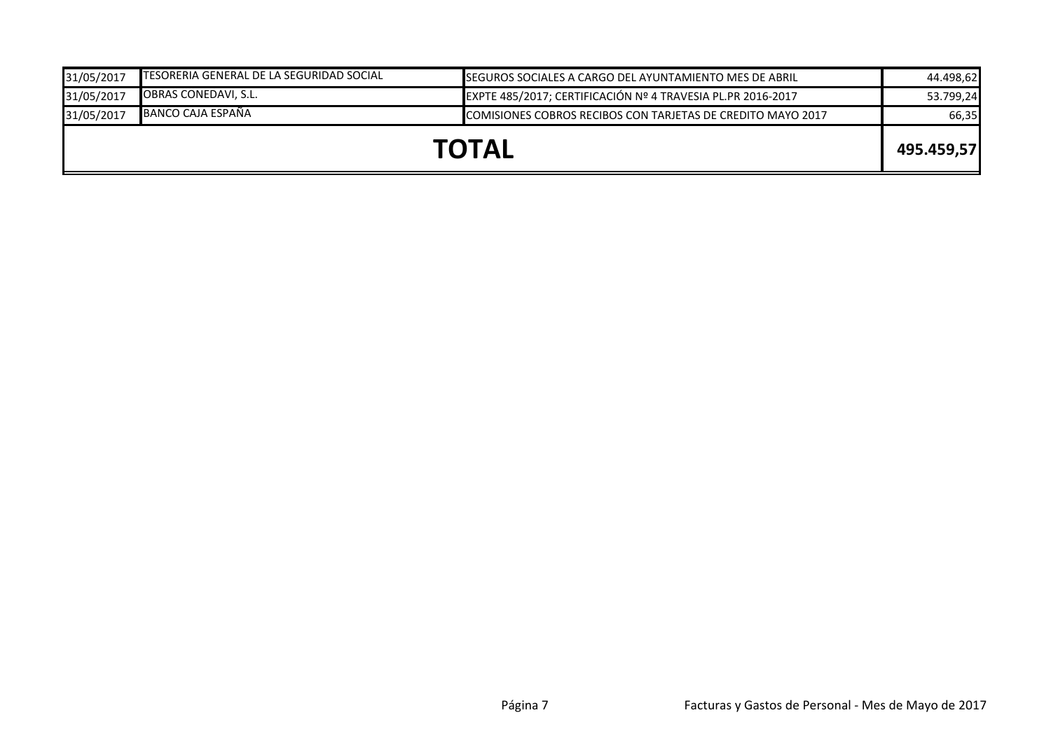| | | | |
|---|---|---|---|
| 31/05/2017 | TESORERIA GENERAL DE LA SEGURIDAD SOCIAL | SEGUROS SOCIALES A CARGO DEL AYUNTAMIENTO MES DE ABRIL | 44.498,62 |
| 31/05/2017 | OBRAS CONEDAVI, S.L. | EXPTE 485/2017; CERTIFICACIÓN Nº 4 TRAVESIA PL.PR 2016-2017 | 53.799,24 |
| 31/05/2017 | BANCO CAJA ESPAÑA | COMISIONES COBROS RECIBOS CON TARJETAS DE CREDITO MAYO 2017 | 66,35 |
| **TOTAL** | | | **495.459,57** |